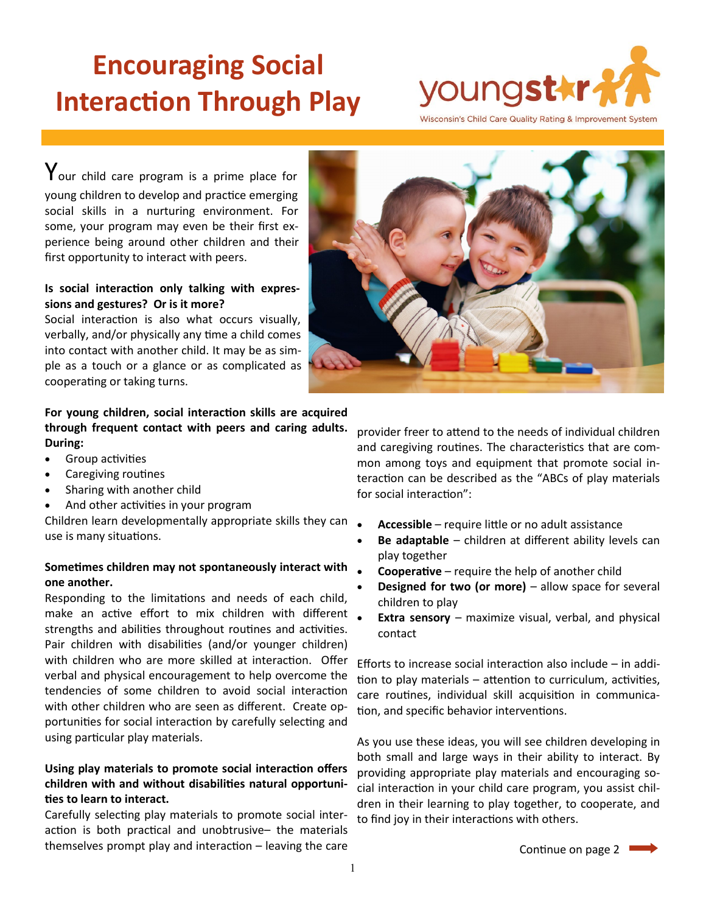# Encouraging Social Interaction Through Play

youngstar

Wisconsin's Child Care Quality Rating & Improvement System

Your child care program is a prime place for young children to develop and practice emerging social skills in a nurturing environment. For some, your program may even be their first experience being around other children and their first opportunity to interact with peers.

**Is social interaction only talking with expressions and gestures? Or is it more?**

Social interaction is also what occurs visually, verbally, and/or physically any time a child comes into contact with another child. It may be as simple as a touch or a glance or as complicated as cooperating or taking turns.

**For young children, social interaction skills are acquired through frequent contact with peers and caring adults. During:**

- Group activities
- Caregiving routines
- Sharing with another child
- And other activities in your program

Children learn developmentally appropriate skills they can use is many situations.

**Sometimes children may not spontaneously interact with one another.**

Responding to the limitations and needs of each child, make an active effort to mix children with different strengths and abilities throughout routines and activities. Pair children with disabilities (and/or younger children) with children who are more skilled at interaction. Offer verbal and physical encouragement to help overcome the tendencies of some children to avoid social interaction with other children who are seen as different. Create opportunities for social interaction by carefully selecting and using particular play materials.

**Using play materials to promote social interaction offers children with and without disabilities natural opportunities to learn to interact.**

Carefully selecting play materials to promote social interaction is both practical and unobtrusive– the materials themselves prompt play and interaction – leaving the care provider freer to attend to the needs of individual children and caregiving routines. The characteristics that are common among toys and equipment that promote social interaction can be described as the "ABCs of play materials for social interaction":

- **Accessible** – require little or no adult assistance
- **Be adaptable** – children at different ability levels can play together
- **Cooperative** – require the help of another child
- **Designed for two (or more)** – allow space for several children to play
- **Extra sensory** – maximize visual, verbal, and physical contact

Efforts to increase social interaction also include – in addition to play materials – attention to curriculum, activities, care routines, individual skill acquisition in communication, and specific behavior interventions.

As you use these ideas, you will see children developing in both small and large ways in their ability to interact. By providing appropriate play materials and encouraging social interaction in your child care program, you assist children in their learning to play together, to cooperate, and to find joy in their interactions with others.

Continue on page 2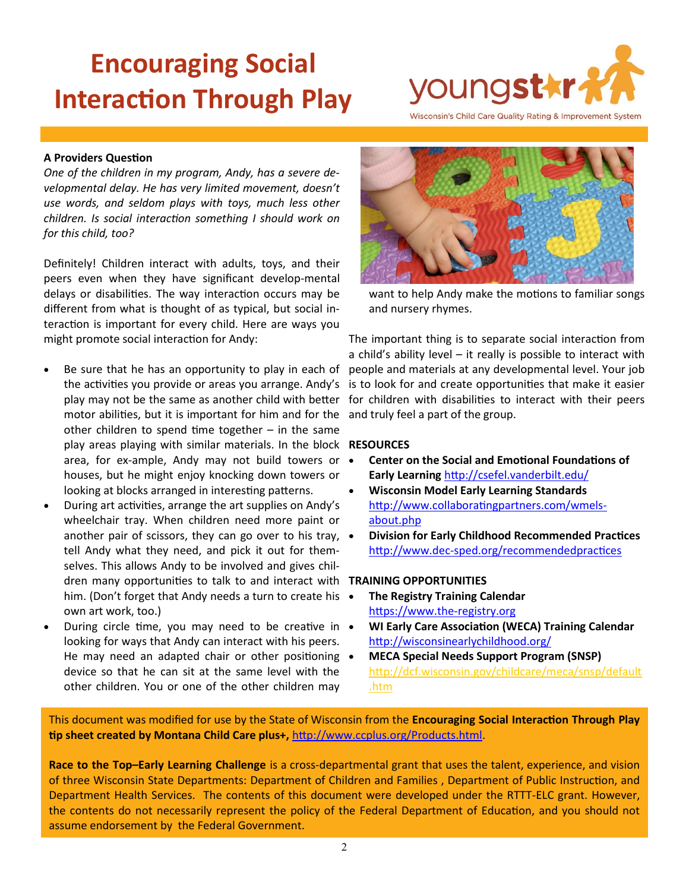# Encouraging Social Interaction Through Play

youngstar — Wisconsin's Child Care Quality Rating & Improvement System

**A Providers Question**

*One of the children in my program, Andy, has a severe developmental delay. He has very limited movement, doesn't use words, and seldom plays with toys, much less other children. Is social interaction something I should work on for this child, too?*

Definitely! Children interact with adults, toys, and their peers even when they have significant develop-mental delays or disabilities. The way interaction occurs may be different from what is thought of as typical, but social interaction is important for every child. Here are ways you might promote social interaction for Andy:

- Be sure that he has an opportunity to play in each of the activities you provide or areas you arrange. Andy's play may not be the same as another child with better motor abilities, but it is important for him and for the other children to spend time together – in the same play areas playing with similar materials. In the block area, for ex-ample, Andy may not build towers or houses, but he might enjoy knocking down towers or looking at blocks arranged in interesting patterns.
- During art activities, arrange the art supplies on Andy's wheelchair tray. When children need more paint or another pair of scissors, they can go over to his tray, tell Andy what they need, and pick it out for them-selves. This allows Andy to be involved and gives chil-dren many opportunities to talk to and interact with him. (Don't forget that Andy needs a turn to create his own art work, too.)
- During circle time, you may need to be creative in looking for ways that Andy can interact with his peers. He may need an adapted chair or other positioning device so that he can sit at the same level with the other children. You or one of the other children may want to help Andy make the motions to familiar songs and nursery rhymes.

The important thing is to separate social interaction from a child's ability level – it really is possible to interact with people and materials at any developmental level. Your job is to look for and create opportunities that make it easier for children with disabilities to interact with their peers and truly feel a part of the group.

**RESOURCES**

- **Center on the Social and Emotional Foundations of Early Learning** http://csefel.vanderbilt.edu/
- **Wisconsin Model Early Learning Standards** http://www.collaboratingpartners.com/wmels-about.php
- **Division for Early Childhood Recommended Practices** http://www.dec-sped.org/recommendedpractices

**TRAINING OPPORTUNITIES**

- **The Registry Training Calendar** https://www.the-registry.org
- **WI Early Care Association (WECA) Training Calendar** http://wisconsinearlychildhood.org/
- **MECA Special Needs Support Program (SNSP)** http://dcf.wisconsin.gov/childcare/meca/snsp/default.htm

This document was modified for use by the State of Wisconsin from the **Encouraging Social Interaction Through Play tip sheet created by Montana Child Care plus+,** http://www.ccplus.org/Products.html.

**Race to the Top–Early Learning Challenge** is a cross-departmental grant that uses the talent, experience, and vision of three Wisconsin State Departments: Department of Children and Families , Department of Public Instruction, and Department Health Services. The contents of this document were developed under the RTTT-ELC grant. However, the contents do not necessarily represent the policy of the Federal Department of Education, and you should not assume endorsement by the Federal Government.